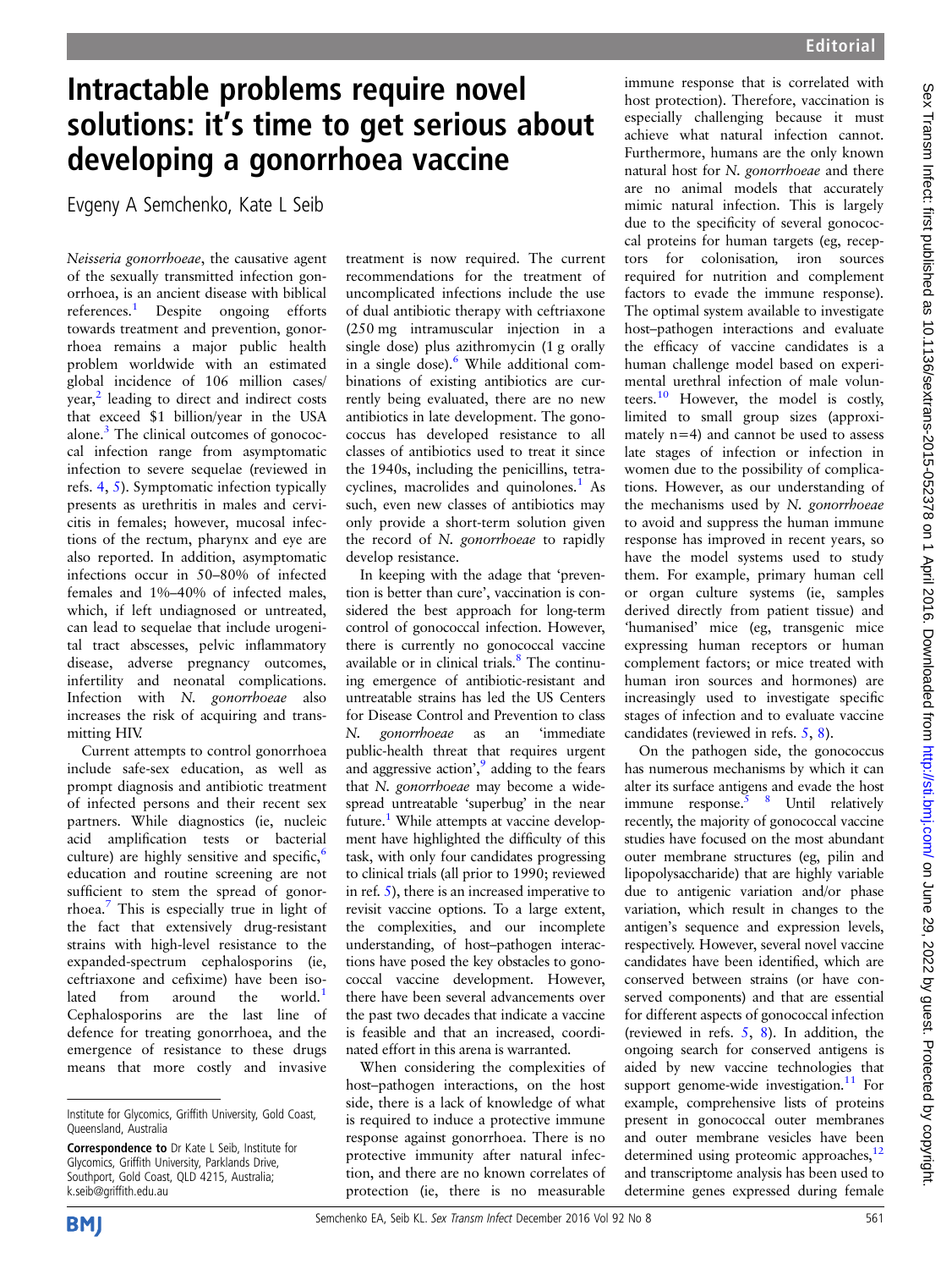# Intractable problems require novel solutions: it's time to get serious about developing a gonorrhoea vaccine

Evgeny A Semchenko, Kate L Seib

*Neisseria gonorrhoeae*, the causative agent of the sexually transmitted infection gonorrhoea, is an ancient disease with biblical references.[1] Despite ongoing efforts towards treatment and prevention, gonorrhoea remains a major public health problem worldwide with an estimated global incidence of 106 million cases/year,[2] leading to direct and indirect costs that exceed \$1 billion/year in the USA alone.[3] The clinical outcomes of gonococcal infection range from asymptomatic infection to severe sequelae (reviewed in refs. 4, 5). Symptomatic infection typically presents as urethritis in males and cervicitis in females; however, mucosal infections of the rectum, pharynx and eye are also reported. In addition, asymptomatic infections occur in 50–80% of infected females and 1%–40% of infected males, which, if left undiagnosed or untreated, can lead to sequelae that include urogenital tract abscesses, pelvic inflammatory disease, adverse pregnancy outcomes, infertility and neonatal complications. Infection with *N. gonorrhoeae* also increases the risk of acquiring and transmitting HIV.

Current attempts to control gonorrhoea include safe-sex education, as well as prompt diagnosis and antibiotic treatment of infected persons and their recent sex partners. While diagnostics (ie, nucleic acid amplification tests or bacterial culture) are highly sensitive and specific,[6] education and routine screening are not sufficient to stem the spread of gonorrhoea.[7] This is especially true in light of the fact that extensively drug-resistant strains with high-level resistance to the expanded-spectrum cephalosporins (ie, ceftriaxone and cefixime) have been isolated from around the world.[1] Cephalosporins are the last line of defence for treating gonorrhoea, and the emergence of resistance to these drugs means that more costly and invasive treatment is now required. The current recommendations for the treatment of uncomplicated infections include the use of dual antibiotic therapy with ceftriaxone (250 mg intramuscular injection in a single dose) plus azithromycin (1 g orally in a single dose).[6] While additional combinations of existing antibiotics are currently being evaluated, there are no new antibiotics in late development. The gonococcus has developed resistance to all classes of antibiotics used to treat it since the 1940s, including the penicillins, tetracyclines, macrolides and quinolones.[1] As such, even new classes of antibiotics may only provide a short-term solution given the record of *N. gonorrhoeae* to rapidly develop resistance.

In keeping with the adage that 'prevention is better than cure', vaccination is considered the best approach for long-term control of gonococcal infection. However, there is currently no gonococcal vaccine available or in clinical trials.[8] The continuing emergence of antibiotic-resistant and untreatable strains has led the US Centers for Disease Control and Prevention to class *N. gonorrhoeae* as an 'immediate public-health threat that requires urgent and aggressive action',[9] adding to the fears that *N. gonorrhoeae* may become a widespread untreatable 'superbug' in the near future.[1] While attempts at vaccine development have highlighted the difficulty of this task, with only four candidates progressing to clinical trials (all prior to 1990; reviewed in ref. 5), there is an increased imperative to revisit vaccine options. To a large extent, the complexities, and our incomplete understanding, of host–pathogen interactions have posed the key obstacles to gonococcal vaccine development. However, there have been several advancements over the past two decades that indicate a vaccine is feasible and that an increased, coordinated effort in this arena is warranted.

When considering the complexities of host–pathogen interactions, on the host side, there is a lack of knowledge of what is required to induce a protective immune response against gonorrhoea. There is no protective immunity after natural infection, and there are no known correlates of protection (ie, there is no measurable immune response that is correlated with host protection). Therefore, vaccination is especially challenging because it must achieve what natural infection cannot. Furthermore, humans are the only known natural host for *N. gonorrhoeae* and there are no animal models that accurately mimic natural infection. This is largely due to the specificity of several gonococcal proteins for human targets (eg, receptors for colonisation, iron sources required for nutrition and complement factors to evade the immune response). The optimal system available to investigate host–pathogen interactions and evaluate the efficacy of vaccine candidates is a human challenge model based on experimental urethral infection of male volunteers.[10] However, the model is costly, limited to small group sizes (approximately n=4) and cannot be used to assess late stages of infection or infection in women due to the possibility of complications. However, as our understanding of the mechanisms used by *N. gonorrhoeae* to avoid and suppress the human immune response has improved in recent years, so have the model systems used to study them. For example, primary human cell or organ culture systems (ie, samples derived directly from patient tissue) and 'humanised' mice (eg, transgenic mice expressing human receptors or human complement factors; or mice treated with human iron sources and hormones) are increasingly used to investigate specific stages of infection and to evaluate vaccine candidates (reviewed in refs. 5, 8).

On the pathogen side, the gonococcus has numerous mechanisms by which it can alter its surface antigens and evade the host immune response.[5,8] Until relatively recently, the majority of gonococcal vaccine studies have focused on the most abundant outer membrane structures (eg, pilin and lipopolysaccharide) that are highly variable due to antigenic variation and/or phase variation, which result in changes to the antigen's sequence and expression levels, respectively. However, several novel vaccine candidates have been identified, which are conserved between strains (or have conserved components) and that are essential for different aspects of gonococcal infection (reviewed in refs. 5, 8). In addition, the ongoing search for conserved antigens is aided by new vaccine technologies that support genome-wide investigation.[11] For example, comprehensive lists of proteins present in gonococcal outer membranes and outer membrane vesicles have been determined using proteomic approaches,[12] and transcriptome analysis has been used to determine genes expressed during female

Institute for Glycomics, Griffith University, Gold Coast, Queensland, Australia

**Correspondence to** Dr Kate L Seib, Institute for Glycomics, Griffith University, Parklands Drive, Southport, Gold Coast, QLD 4215, Australia; k.seib@griffith.edu.au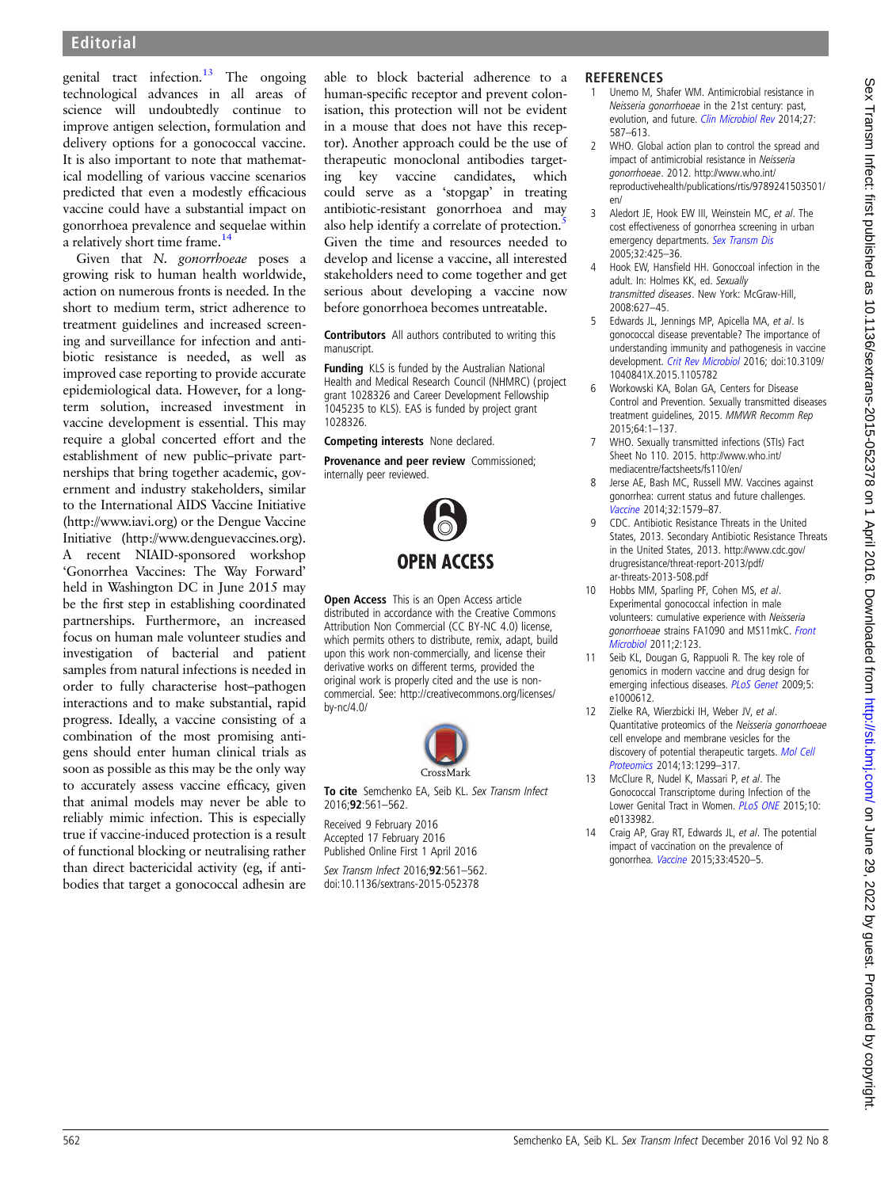genital tract infection.[13] The ongoing technological advances in all areas of science will undoubtedly continue to improve antigen selection, formulation and delivery options for a gonococcal vaccine. It is also important to note that mathematical modelling of various vaccine scenarios predicted that even a modestly efficacious vaccine could have a substantial impact on gonorrhoea prevalence and sequelae within a relatively short time frame.[14]

Given that *N. gonorrhoeae* poses a growing risk to human health worldwide, action on numerous fronts is needed. In the short to medium term, strict adherence to treatment guidelines and increased screening and surveillance for infection and antibiotic resistance is needed, as well as improved case reporting to provide accurate epidemiological data. However, for a long-term solution, increased investment in vaccine development is essential. This may require a global concerted effort and the establishment of new public–private partnerships that bring together academic, government and industry stakeholders, similar to the International AIDS Vaccine Initiative (http://www.iavi.org) or the Dengue Vaccine Initiative (http://www.denguevaccines.org). A recent NIAID-sponsored workshop 'Gonorrhea Vaccines: The Way Forward' held in Washington DC in June 2015 may be the first step in establishing coordinated partnerships. Furthermore, an increased focus on human male volunteer studies and investigation of bacterial and patient samples from natural infections is needed in order to fully characterise host–pathogen interactions and to make substantial, rapid progress. Ideally, a vaccine consisting of a combination of the most promising antigens should enter human clinical trials as soon as possible as this may be the only way to accurately assess vaccine efficacy, given that animal models may never be able to reliably mimic infection. This is especially true if vaccine-induced protection is a result of functional blocking or neutralising rather than direct bactericidal activity (eg, if antibodies that target a gonococcal adhesin are able to block bacterial adherence to a human-specific receptor and prevent colonisation, this protection will not be evident in a mouse that does not have this receptor). Another approach could be the use of therapeutic monoclonal antibodies targeting key vaccine candidates, which could serve as a 'stopgap' in treating antibiotic-resistant gonorrhoea and may also help identify a correlate of protection.[5] Given the time and resources needed to develop and license a vaccine, all interested stakeholders need to come together and get serious about developing a vaccine now before gonorrhoea becomes untreatable.

**Contributors** All authors contributed to writing this manuscript.

**Funding** KLS is funded by the Australian National Health and Medical Research Council (NHMRC) (project grant 1028326 and Career Development Fellowship 1045235 to KLS). EAS is funded by project grant 1028326.

**Competing interests** None declared.

**Provenance and peer review** Commissioned; internally peer reviewed.

OPEN ACCESS

**Open Access** This is an Open Access article distributed in accordance with the Creative Commons Attribution Non Commercial (CC BY-NC 4.0) license, which permits others to distribute, remix, adapt, build upon this work non-commercially, and license their derivative works on different terms, provided the original work is properly cited and the use is non-commercial. See: http://creativecommons.org/licenses/by-nc/4.0/

**To cite** Semchenko EA, Seib KL. *Sex Transm Infect* 2016;**92**:561–562.

Received 9 February 2016
Accepted 17 February 2016
Published Online First 1 April 2016

*Sex Transm Infect* 2016;**92**:561–562.
doi:10.1136/sextrans-2015-052378

## REFERENCES

1. Unemo M, Shafer WM. Antimicrobial resistance in *Neisseria gonorrhoeae* in the 21st century: past, evolution, and future. *Clin Microbiol Rev* 2014;27:587–613.
2. WHO. Global action plan to control the spread and impact of antimicrobial resistance in *Neisseria gonorrhoeae*. 2012. http://www.who.int/reproductivehealth/publications/rtis/9789241503501/en/
3. Aledort JE, Hook EW III, Weinstein MC, *et al*. The cost effectiveness of gonorrhea screening in urban emergency departments. *Sex Transm Dis* 2005;32:425–36.
4. Hook EW, Hansfield HH. Gonoccoal infection in the adult. In: Holmes KK, ed. *Sexually transmitted diseases*. New York: McGraw-Hill, 2008:627–45.
5. Edwards JL, Jennings MP, Apicella MA, *et al*. Is gonococcal disease preventable? The importance of understanding immunity and pathogenesis in vaccine development. *Crit Rev Microbiol* 2016; doi:10.3109/1040841X.2015.1105782
6. Workowski KA, Bolan GA, Centers for Disease Control and Prevention. Sexually transmitted diseases treatment guidelines, 2015. *MMWR Recomm Rep* 2015;64:1–137.
7. WHO. Sexually transmitted infections (STIs) Fact Sheet No 110. 2015. http://www.who.int/mediacentre/factsheets/fs110/en/
8. Jerse AE, Bash MC, Russell MW. Vaccines against gonorrhea: current status and future challenges. *Vaccine* 2014;32:1579–87.
9. CDC. Antibiotic Resistance Threats in the United States, 2013. Secondary Antibiotic Resistance Threats in the United States, 2013. http://www.cdc.gov/drugresistance/threat-report-2013/pdf/ar-threats-2013-508.pdf
10. Hobbs MM, Sparling PF, Cohen MS, *et al*. Experimental gonococcal infection in male volunteers: cumulative experience with *Neisseria gonorrhoeae* strains FA1090 and MS11mkC. *Front Microbiol* 2011;2:123.
11. Seib KL, Dougan G, Rappuoli R. The key role of genomics in modern vaccine and drug design for emerging infectious diseases. *PLoS Genet* 2009;5:e1000612.
12. Zielke RA, Wierzbicki IH, Weber JV, *et al*. Quantitative proteomics of the *Neisseria gonorrhoeae* cell envelope and membrane vesicles for the discovery of potential therapeutic targets. *Mol Cell Proteomics* 2014;13:1299–317.
13. McClure R, Nudel K, Massari P, *et al*. The Gonococcal Transcriptome during Infection of the Lower Genital Tract in Women. *PLoS ONE* 2015;10:e0133982.
14. Craig AP, Gray RT, Edwards JL, *et al*. The potential impact of vaccination on the prevalence of gonorrhea. *Vaccine* 2015;33:4520–5.